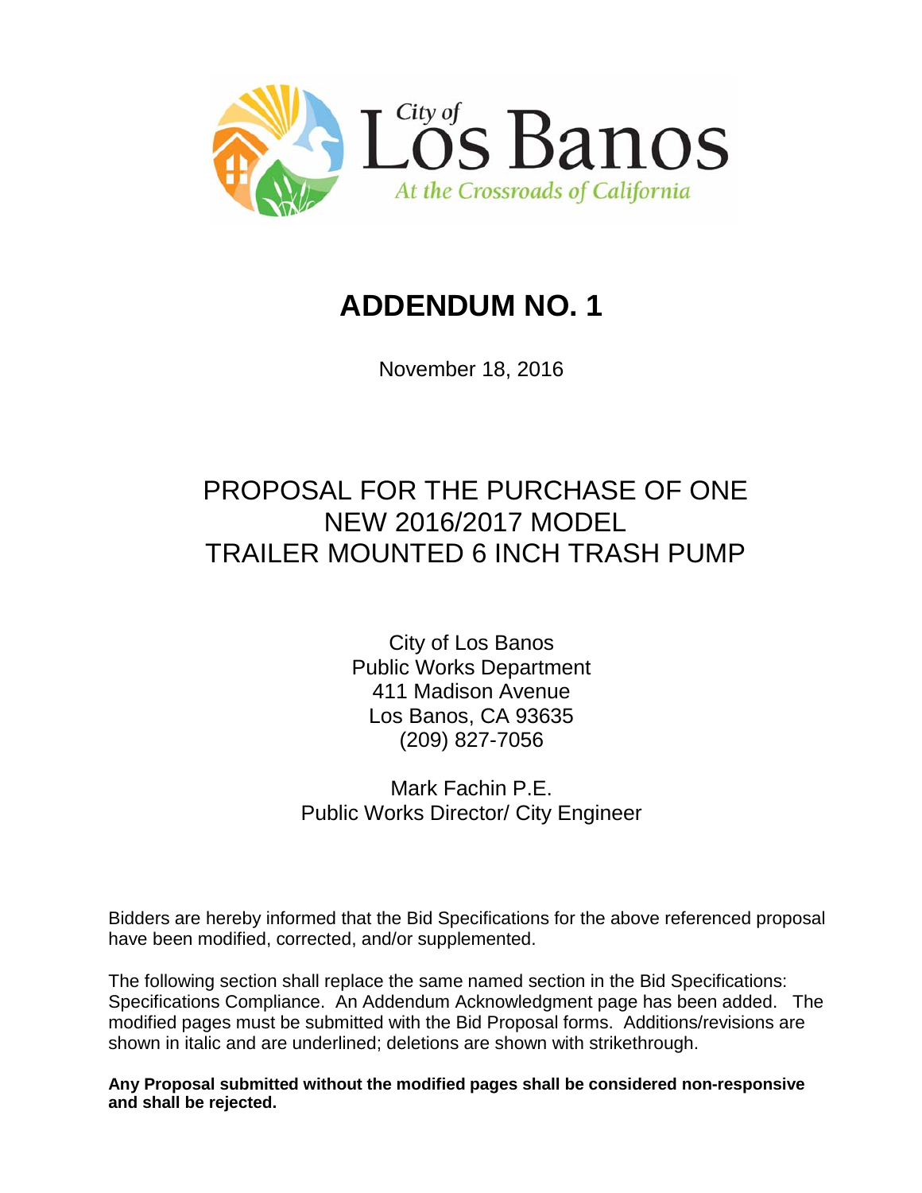City of Los Banos

At the Crossroads of California

# ADDENDUM NO. 1

November 18, 2016

## PROPOSAL FOR THE PURCHASE OF ONE NEW 2016/2017 MODEL TRAILER MOUNTED 6 INCH TRASH PUMP

City of Los Banos
Public Works Department
411 Madison Avenue
Los Banos, CA 93635
(209) 827-7056

Mark Fachin P.E.
Public Works Director/ City Engineer

Bidders are hereby informed that the Bid Specifications for the above referenced proposal have been modified, corrected, and/or supplemented.

The following section shall replace the same named section in the Bid Specifications: Specifications Compliance. An Addendum Acknowledgment page has been added. The modified pages must be submitted with the Bid Proposal forms. Additions/revisions are shown in italic and are underlined; deletions are shown with strikethrough.

**Any Proposal submitted without the modified pages shall be considered non-responsive and shall be rejected.**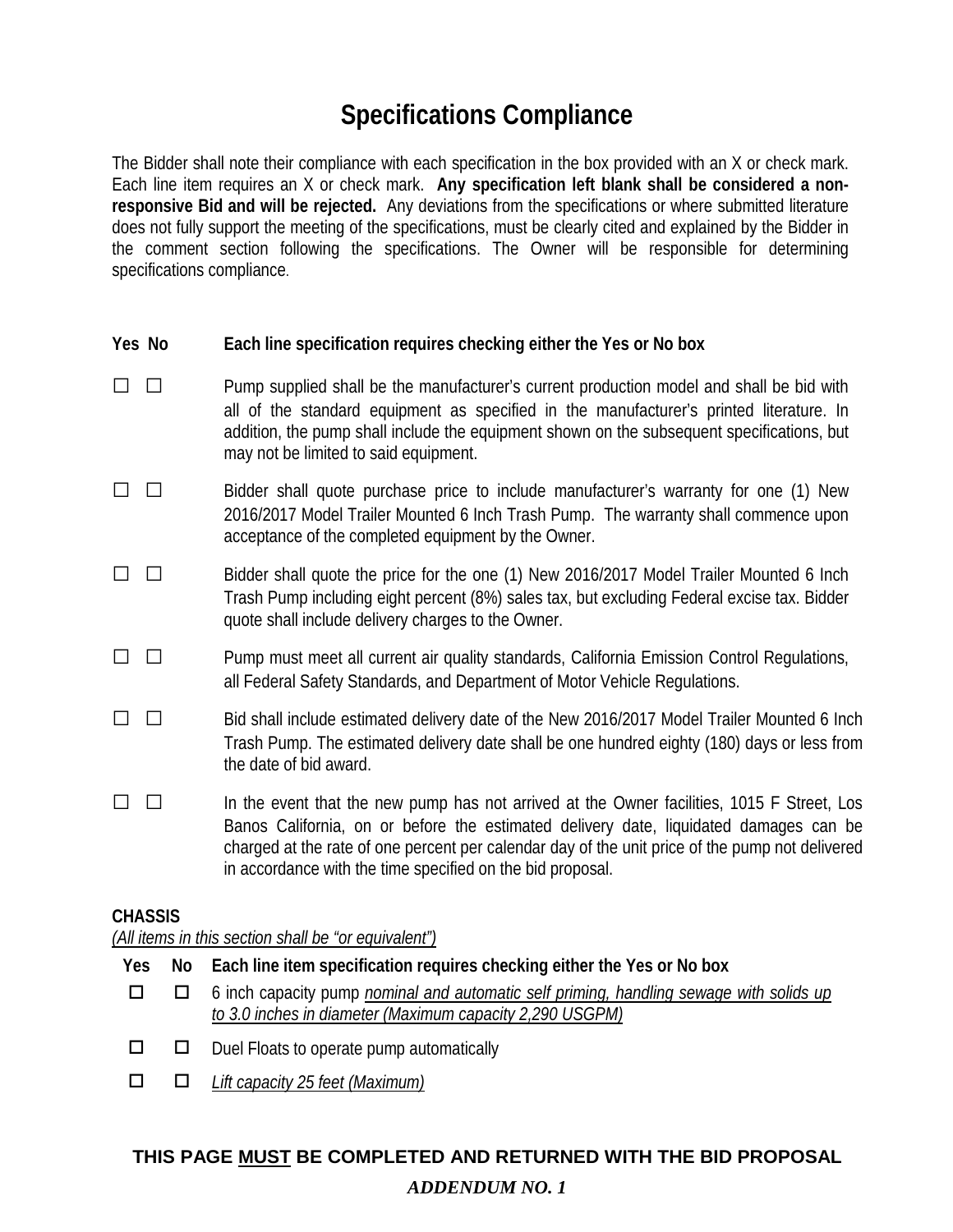# Specifications Compliance

The Bidder shall note their compliance with each specification in the box provided with an X or check mark. Each line item requires an X or check mark. **Any specification left blank shall be considered a non-responsive Bid and will be rejected.** Any deviations from the specifications or where submitted literature does not fully support the meeting of the specifications, must be clearly cited and explained by the Bidder in the comment section following the specifications. The Owner will be responsible for determining specifications compliance.

| Yes | No | Each line specification requires checking either the Yes or No box |
|---|---|---|
| ☐ | ☐ | Pump supplied shall be the manufacturer's current production model and shall be bid with all of the standard equipment as specified in the manufacturer's printed literature. In addition, the pump shall include the equipment shown on the subsequent specifications, but may not be limited to said equipment. |
| ☐ | ☐ | Bidder shall quote purchase price to include manufacturer's warranty for one (1) New 2016/2017 Model Trailer Mounted 6 Inch Trash Pump. The warranty shall commence upon acceptance of the completed equipment by the Owner. |
| ☐ | ☐ | Bidder shall quote the price for the one (1) New 2016/2017 Model Trailer Mounted 6 Inch Trash Pump including eight percent (8%) sales tax, but excluding Federal excise tax. Bidder quote shall include delivery charges to the Owner. |
| ☐ | ☐ | Pump must meet all current air quality standards, California Emission Control Regulations, all Federal Safety Standards, and Department of Motor Vehicle Regulations. |
| ☐ | ☐ | Bid shall include estimated delivery date of the New 2016/2017 Model Trailer Mounted 6 Inch Trash Pump. The estimated delivery date shall be one hundred eighty (180) days or less from the date of bid award. |
| ☐ | ☐ | In the event that the new pump has not arrived at the Owner facilities, 1015 F Street, Los Banos California, on or before the estimated delivery date, liquidated damages can be charged at the rate of one percent per calendar day of the unit price of the pump not delivered in accordance with the time specified on the bid proposal. |

**CHASSIS**

*(All items in this section shall be "or equivalent")*

| Yes | No | Each line item specification requires checking either the Yes or No box |
|---|---|---|
| ☐ | ☐ | 6 inch capacity pump *nominal and automatic self priming, handling sewage with solids up to 3.0 inches in diameter (Maximum capacity 2,290 USGPM)* |
| ☐ | ☐ | Duel Floats to operate pump automatically |
| ☐ | ☐ | *Lift capacity 25 feet (Maximum)* |

**THIS PAGE MUST BE COMPLETED AND RETURNED WITH THE BID PROPOSAL**

***ADDENDUM NO. 1***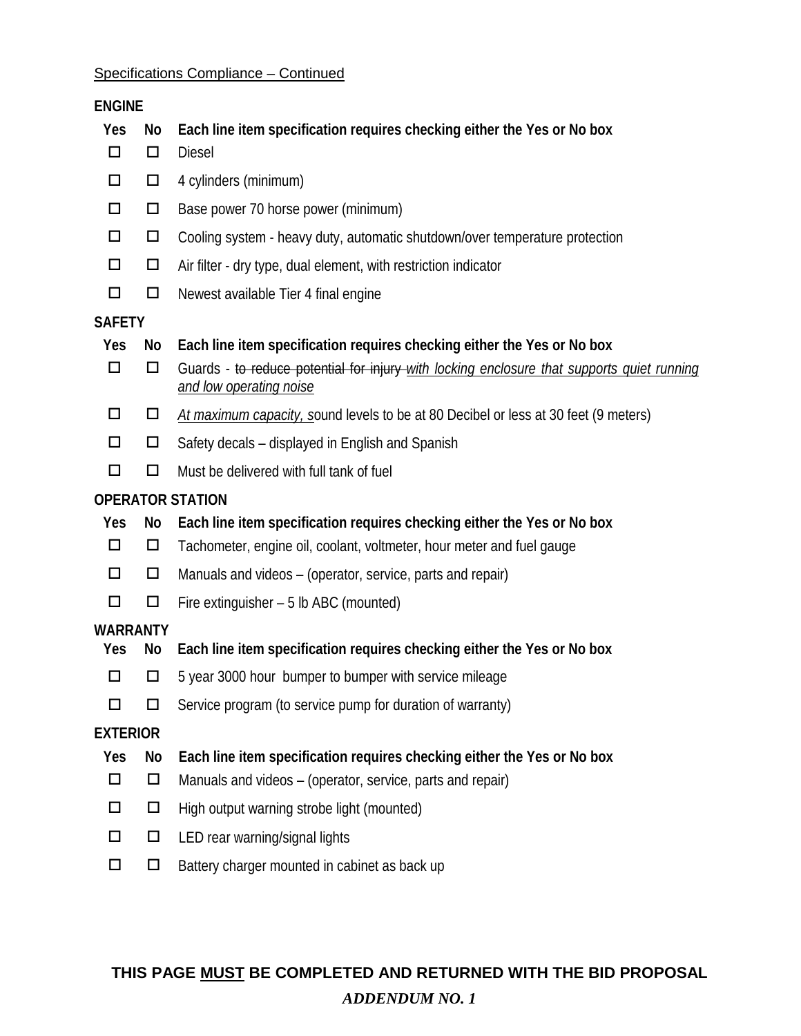Specifications Compliance – Continued

**ENGINE**

| Yes | No | Each line item specification requires checking either the Yes or No box |
|---|---|---|
| ☐ | ☐ | Diesel |
| ☐ | ☐ | 4 cylinders (minimum) |
| ☐ | ☐ | Base power 70 horse power (minimum) |
| ☐ | ☐ | Cooling system - heavy duty, automatic shutdown/over temperature protection |
| ☐ | ☐ | Air filter - dry type, dual element, with restriction indicator |
| ☐ | ☐ | Newest available Tier 4 final engine |

**SAFETY**

| Yes | No | Each line item specification requires checking either the Yes or No box |
|---|---|---|
| ☐ | ☐ | Guards - ~~to reduce potential for injury~~ <u>*with locking enclosure that supports quiet running and low operating noise*</u> |
| ☐ | ☐ | <u>*At maximum capacity, s*</u>ound levels to be at 80 Decibel or less at 30 feet (9 meters) |
| ☐ | ☐ | Safety decals – displayed in English and Spanish |
| ☐ | ☐ | Must be delivered with full tank of fuel |

**OPERATOR STATION**

| Yes | No | Each line item specification requires checking either the Yes or No box |
|---|---|---|
| ☐ | ☐ | Tachometer, engine oil, coolant, voltmeter, hour meter and fuel gauge |
| ☐ | ☐ | Manuals and videos – (operator, service, parts and repair) |
| ☐ | ☐ | Fire extinguisher – 5 lb ABC (mounted) |

**WARRANTY**

| Yes | No | Each line item specification requires checking either the Yes or No box |
|---|---|---|
| ☐ | ☐ | 5 year 3000 hour bumper to bumper with service mileage |
| ☐ | ☐ | Service program (to service pump for duration of warranty) |

**EXTERIOR**

| Yes | No | Each line item specification requires checking either the Yes or No box |
|---|---|---|
| ☐ | ☐ | Manuals and videos – (operator, service, parts and repair) |
| ☐ | ☐ | High output warning strobe light (mounted) |
| ☐ | ☐ | LED rear warning/signal lights |
| ☐ | ☐ | Battery charger mounted in cabinet as back up |

**THIS PAGE <u>MUST</u> BE COMPLETED AND RETURNED WITH THE BID PROPOSAL**

***ADDENDUM NO. 1***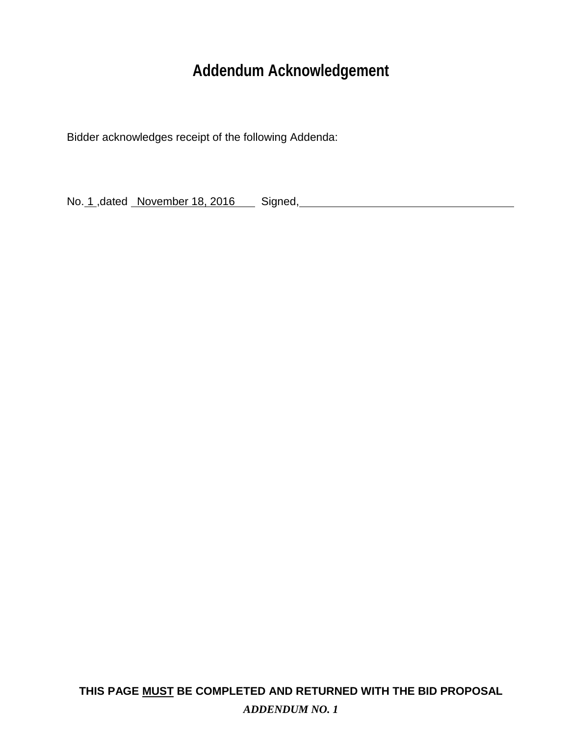# Addendum Acknowledgement

Bidder acknowledges receipt of the following Addenda:

No. 1 ,dated November 18, 2016 Signed,\_\_\_\_\_\_\_\_\_\_\_\_\_\_\_\_\_\_\_\_\_\_\_\_\_\_\_\_\_\_\_\_\_\_\_

**THIS PAGE <u>MUST</u> BE COMPLETED AND RETURNED WITH THE BID PROPOSAL**

***ADDENDUM NO. 1***